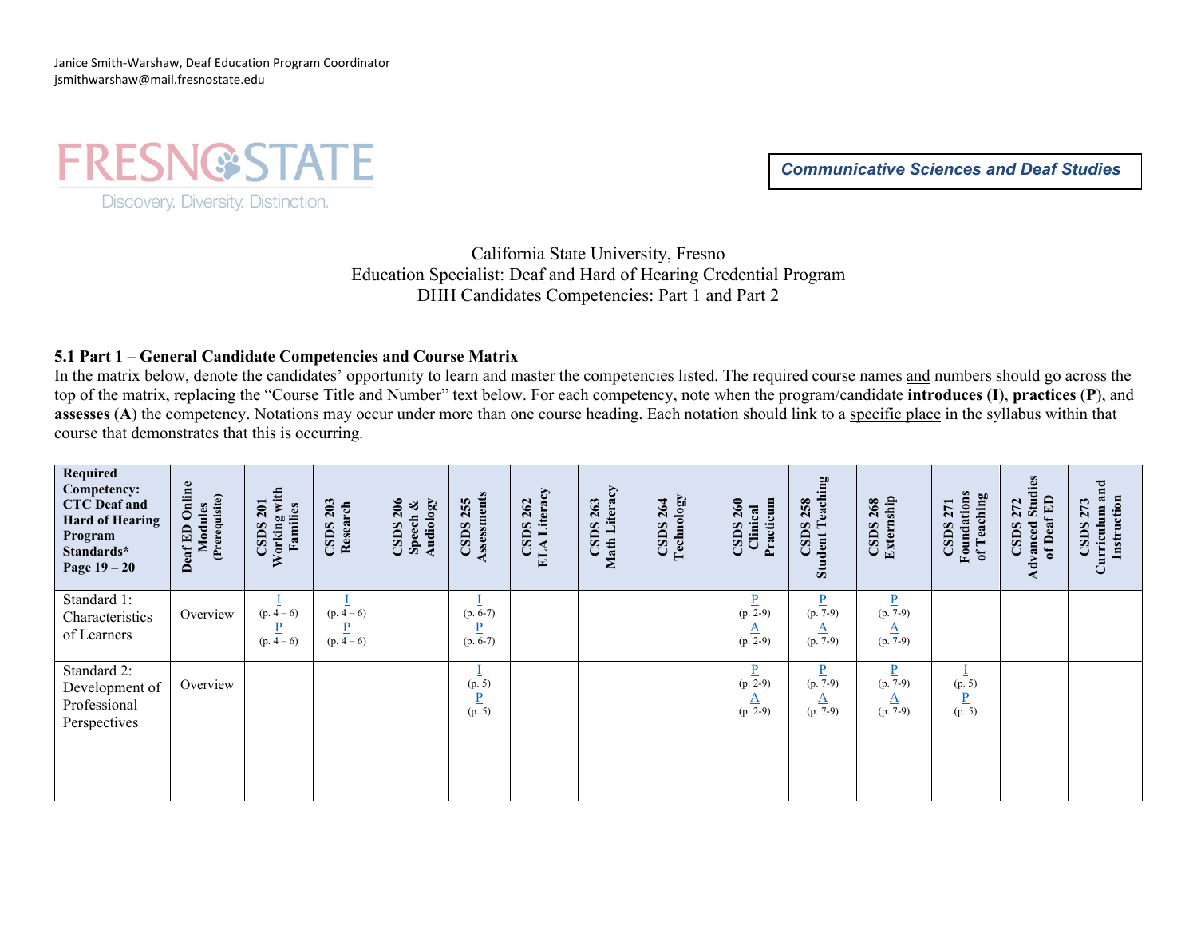Janice Smith-Warshaw, Deaf Education Program Coordinator
jsmithwarshaw@mail.fresnostate.edu

FRESNO STATE
Discovery. Diversity. Distinction.

***Communicative Sciences and Deaf Studies***

California State University, Fresno
Education Specialist: Deaf and Hard of Hearing Credential Program
DHH Candidates Competencies: Part 1 and Part 2

### 5.1 Part 1 – General Candidate Competencies and Course Matrix

In the matrix below, denote the candidates' opportunity to learn and master the competencies listed. The required course names and numbers should go across the top of the matrix, replacing the "Course Title and Number" text below. For each competency, note when the program/candidate **introduces** (**I**), **practices** (**P**), and **assesses** (**A**) the competency. Notations may occur under more than one course heading. Each notation should link to a specific place in the syllabus within that course that demonstrates that this is occurring.

| **Required Competency: CTC Deaf and Hard of Hearing Program Standards* Page 19 – 20** | **Deaf ED Online Modules (Prerequisite)** | **CSDS 201 Working with Families** | **CSDS 203 Research** | **CSDS 206 Speech & Audiology** | **CSDS 255 Assessments** | **CSDS 262 ELA Literacy** | **CSDS 263 Math Literacy** | **CSDS 264 Technology** | **CSDS 260 Clinical Practicum** | **CSDS 258 Student Teaching** | **CSDS 268 Externship** | **CSDS 271 Foundations of Teaching** | **CSDS 272 Advanced Studies of Deaf ED** | **CSDS 273 Curriculum and Instruction** |
|---|---|---|---|---|---|---|---|---|---|---|---|---|---|---|
| Standard 1: Characteristics of Learners | Overview | I (p. 4 – 6) P (p. 4 – 6) | I (p. 4 – 6) P (p. 4 – 6) | | I (p. 6-7) P (p. 6-7) | | | | P (p. 2-9) A (p. 2-9) | P (p. 7-9) A (p. 7-9) | P (p. 7-9) A (p. 7-9) | | | |
| Standard 2: Development of Professional Perspectives | Overview | | | | I (p. 5) P (p. 5) | | | | P (p. 2-9) A (p. 2-9) | P (p. 7-9) A (p. 7-9) | P (p. 7-9) A (p. 7-9) | I (p. 5) P (p. 5) | | |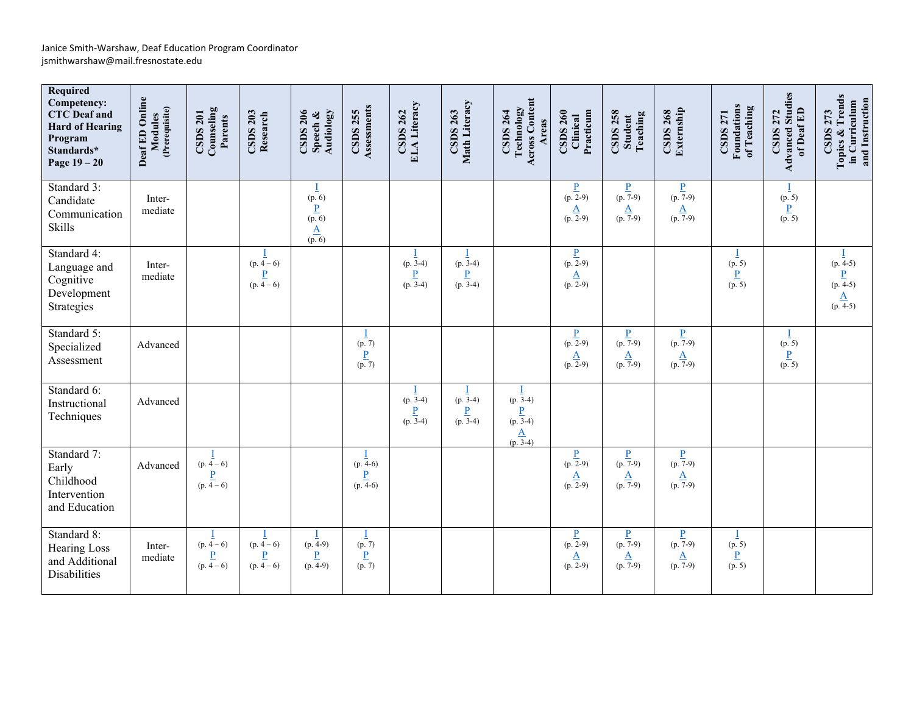Janice Smith-Warshaw, Deaf Education Program Coordinator
jsmithwarshaw@mail.fresnostate.edu

| Required Competency: CTC Deaf and Hard of Hearing Program Standards* Page 19 – 20 | Deaf ED Online Modules (Prerequisite) | CSDS 201 Counseling Parents | CSDS 203 Research | CSDS 206 Speech & Audiology | CSDS 255 Assessments | CSDS 262 ELA Literacy | CSDS 263 Math Literacy | CSDS 264 Technology Across Content Areas | CSDS 260 Clinical Practicum | CSDS 258 Student Teaching | CSDS 268 Externship | CSDS 271 Foundations of Teaching | CSDS 272 Advanced Studies of Deaf ED | CSDS 273 Topics & Trends in Curriculum and Instruction |
|---|---|---|---|---|---|---|---|---|---|---|---|---|---|---|
| Standard 3: Candidate Communication Skills | Inter-mediate | | | I (p. 6) P (p. 6) A (p. 6) | | | | | P (p. 2-9) A (p. 2-9) | P (p. 7-9) A (p. 7-9) | P (p. 7-9) A (p. 7-9) | | I (p. 5) P (p. 5) | |
| Standard 4: Language and Cognitive Development Strategies | Inter-mediate | | I (p. 4 – 6) P (p. 4 – 6) | | | I (p. 3-4) P (p. 3-4) | I (p. 3-4) P (p. 3-4) | | P (p. 2-9) A (p. 2-9) | | | I (p. 5) P (p. 5) | | I (p. 4-5) P (p. 4-5) A (p. 4-5) |
| Standard 5: Specialized Assessment | Advanced | | | | I (p. 7) P (p. 7) | | | | P (p. 2-9) A (p. 2-9) | P (p. 7-9) A (p. 7-9) | P (p. 7-9) A (p. 7-9) | | I (p. 5) P (p. 5) | |
| Standard 6: Instructional Techniques | Advanced | | | | | I (p. 3-4) P (p. 3-4) | I (p. 3-4) P (p. 3-4) | I (p. 3-4) P (p. 3-4) A (p. 3-4) | | | | | | |
| Standard 7: Early Childhood Intervention and Education | Advanced | I (p. 4 – 6) P (p. 4 – 6) | | | I (p. 4-6) P (p. 4-6) | | | | P (p. 2-9) A (p. 2-9) | P (p. 7-9) A (p. 7-9) | P (p. 7-9) A (p. 7-9) | | | |
| Standard 8: Hearing Loss and Additional Disabilities | Inter-mediate | I (p. 4 – 6) P (p. 4 – 6) | I (p. 4 – 6) P (p. 4 – 6) | I (p. 4-9) P (p. 4-9) | I (p. 7) P (p. 7) | | | | P (p. 2-9) A (p. 2-9) | P (p. 7-9) A (p. 7-9) | P (p. 7-9) A (p. 7-9) | I (p. 5) P (p. 5) | | |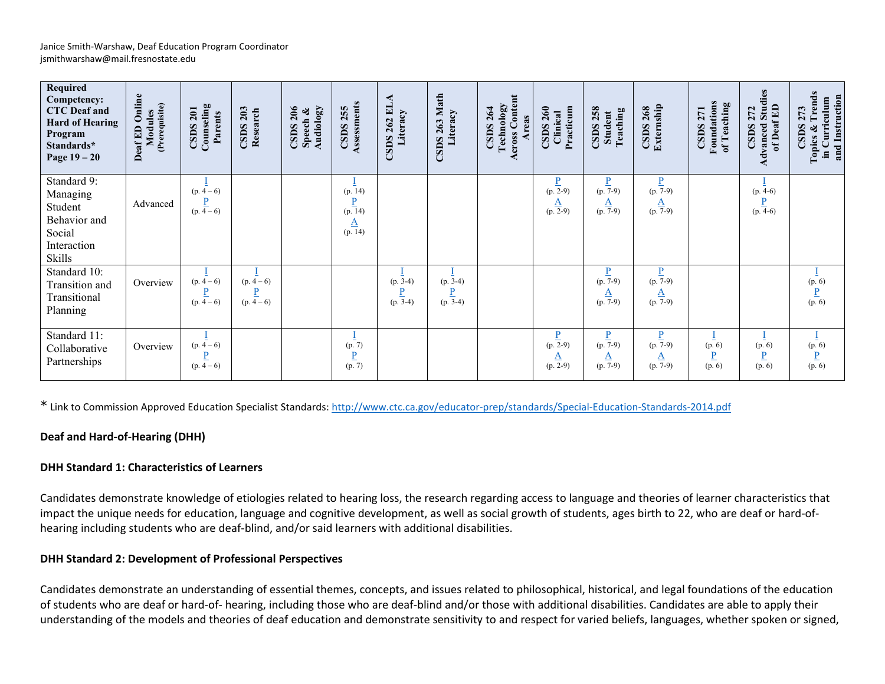Janice Smith-Warshaw, Deaf Education Program Coordinator
jsmithwarshaw@mail.fresnostate.edu

| Required Competency: CTC Deaf and Hard of Hearing Program Standards* Page 19 – 20 | Deaf ED Online Modules (Prerequisite) | CSDS 201 Counseling Parents | CSDS 203 Research | CSDS 206 Speech & Audiology | CSDS 255 Assessments | CSDS 262 ELA Literacy | CSDS 263 Math Literacy | CSDS 264 Technology Across Content Areas | CSDS 260 Clinical Practicum | CSDS 258 Student Teaching | CSDS 268 Externship | CSDS 271 Foundations of Teaching | CSDS 272 Advanced Studies of Deaf ED | CSDS 273 Topics & Trends in Curriculum and Instruction |
|---|---|---|---|---|---|---|---|---|---|---|---|---|---|---|
| Standard 9: Managing Student Behavior and Social Interaction Skills | Advanced | I (p. 4 – 6) P (p. 4 – 6) | | | I (p. 14) P (p. 14) A (p. 14) | | | | P (p. 2-9) A (p. 2-9) | P (p. 7-9) A (p. 7-9) | P (p. 7-9) A (p. 7-9) | | I (p. 4-6) P (p. 4-6) | |
| Standard 10: Transition and Transitional Planning | Overview | I (p. 4 – 6) P (p. 4 – 6) | I (p. 4 – 6) P (p. 4 – 6) | | | I (p. 3-4) P (p. 3-4) | I (p. 3-4) P (p. 3-4) | | | P (p. 7-9) A (p. 7-9) | P (p. 7-9) A (p. 7-9) | | | I (p. 6) P (p. 6) |
| Standard 11: Collaborative Partnerships | Overview | I (p. 4 – 6) P (p. 4 – 6) | | | I (p. 7) P (p. 7) | | | | P (p. 2-9) A (p. 2-9) | P (p. 7-9) A (p. 7-9) | P (p. 7-9) A (p. 7-9) | I (p. 6) P (p. 6) | I (p. 6) P (p. 6) | I (p. 6) P (p. 6) |

\* Link to Commission Approved Education Specialist Standards: http://www.ctc.ca.gov/educator-prep/standards/Special-Education-Standards-2014.pdf

**Deaf and Hard-of-Hearing (DHH)**

**DHH Standard 1: Characteristics of Learners**

Candidates demonstrate knowledge of etiologies related to hearing loss, the research regarding access to language and theories of learner characteristics that impact the unique needs for education, language and cognitive development, as well as social growth of students, ages birth to 22, who are deaf or hard-of-hearing including students who are deaf-blind, and/or said learners with additional disabilities.

**DHH Standard 2: Development of Professional Perspectives**

Candidates demonstrate an understanding of essential themes, concepts, and issues related to philosophical, historical, and legal foundations of the education of students who are deaf or hard-of- hearing, including those who are deaf-blind and/or those with additional disabilities. Candidates are able to apply their understanding of the models and theories of deaf education and demonstrate sensitivity to and respect for varied beliefs, languages, whether spoken or signed,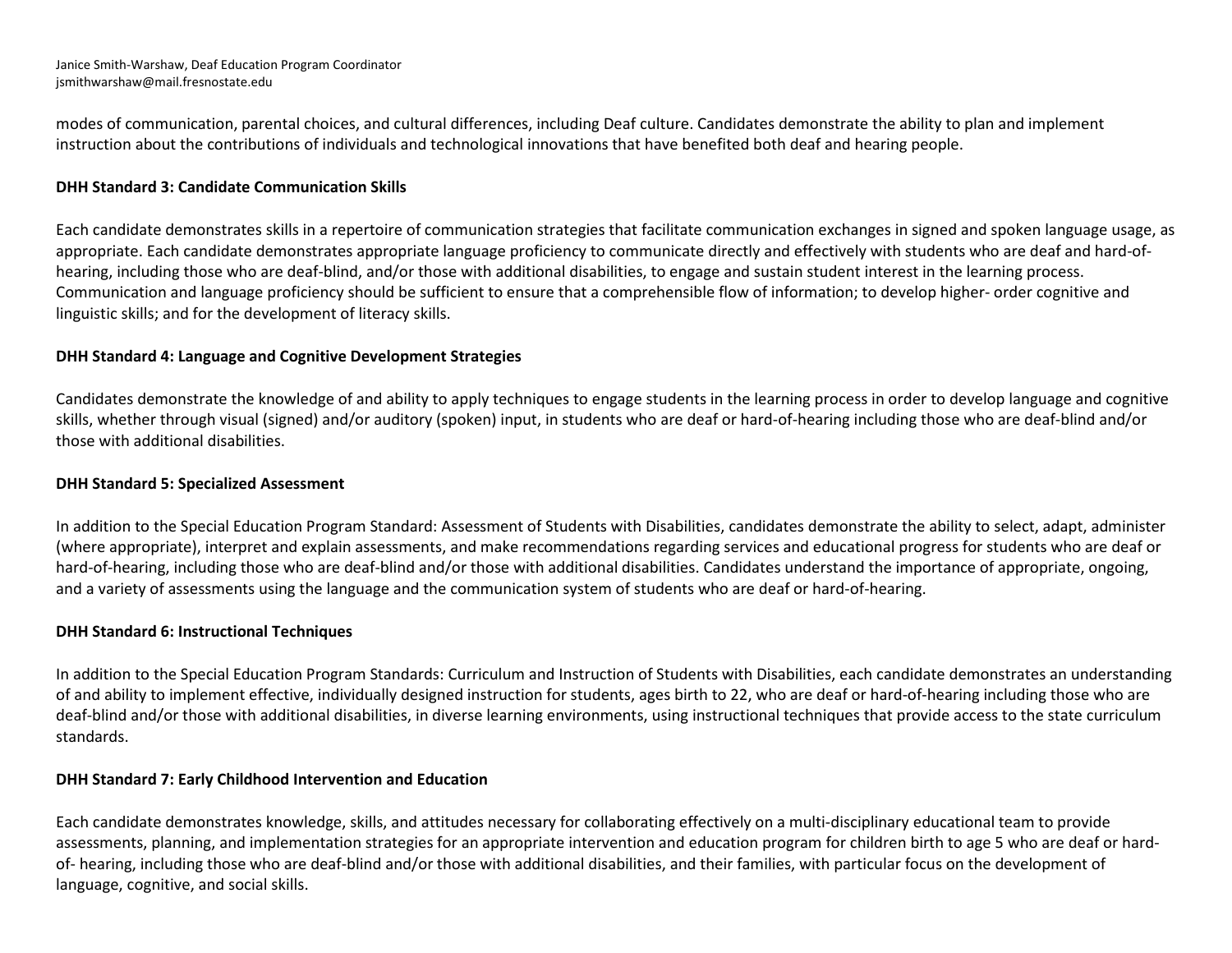modes of communication, parental choices, and cultural differences, including Deaf culture. Candidates demonstrate the ability to plan and implement instruction about the contributions of individuals and technological innovations that have benefited both deaf and hearing people.

**DHH Standard 3: Candidate Communication Skills**

Each candidate demonstrates skills in a repertoire of communication strategies that facilitate communication exchanges in signed and spoken language usage, as appropriate. Each candidate demonstrates appropriate language proficiency to communicate directly and effectively with students who are deaf and hard-of-hearing, including those who are deaf-blind, and/or those with additional disabilities, to engage and sustain student interest in the learning process. Communication and language proficiency should be sufficient to ensure that a comprehensible flow of information; to develop higher- order cognitive and linguistic skills; and for the development of literacy skills.

**DHH Standard 4: Language and Cognitive Development Strategies**

Candidates demonstrate the knowledge of and ability to apply techniques to engage students in the learning process in order to develop language and cognitive skills, whether through visual (signed) and/or auditory (spoken) input, in students who are deaf or hard-of-hearing including those who are deaf-blind and/or those with additional disabilities.

**DHH Standard 5: Specialized Assessment**

In addition to the Special Education Program Standard: Assessment of Students with Disabilities, candidates demonstrate the ability to select, adapt, administer (where appropriate), interpret and explain assessments, and make recommendations regarding services and educational progress for students who are deaf or hard-of-hearing, including those who are deaf-blind and/or those with additional disabilities. Candidates understand the importance of appropriate, ongoing, and a variety of assessments using the language and the communication system of students who are deaf or hard-of-hearing.

**DHH Standard 6: Instructional Techniques**

In addition to the Special Education Program Standards: Curriculum and Instruction of Students with Disabilities, each candidate demonstrates an understanding of and ability to implement effective, individually designed instruction for students, ages birth to 22, who are deaf or hard-of-hearing including those who are deaf-blind and/or those with additional disabilities, in diverse learning environments, using instructional techniques that provide access to the state curriculum standards.

**DHH Standard 7: Early Childhood Intervention and Education**

Each candidate demonstrates knowledge, skills, and attitudes necessary for collaborating effectively on a multi-disciplinary educational team to provide assessments, planning, and implementation strategies for an appropriate intervention and education program for children birth to age 5 who are deaf or hard-of- hearing, including those who are deaf-blind and/or those with additional disabilities, and their families, with particular focus on the development of language, cognitive, and social skills.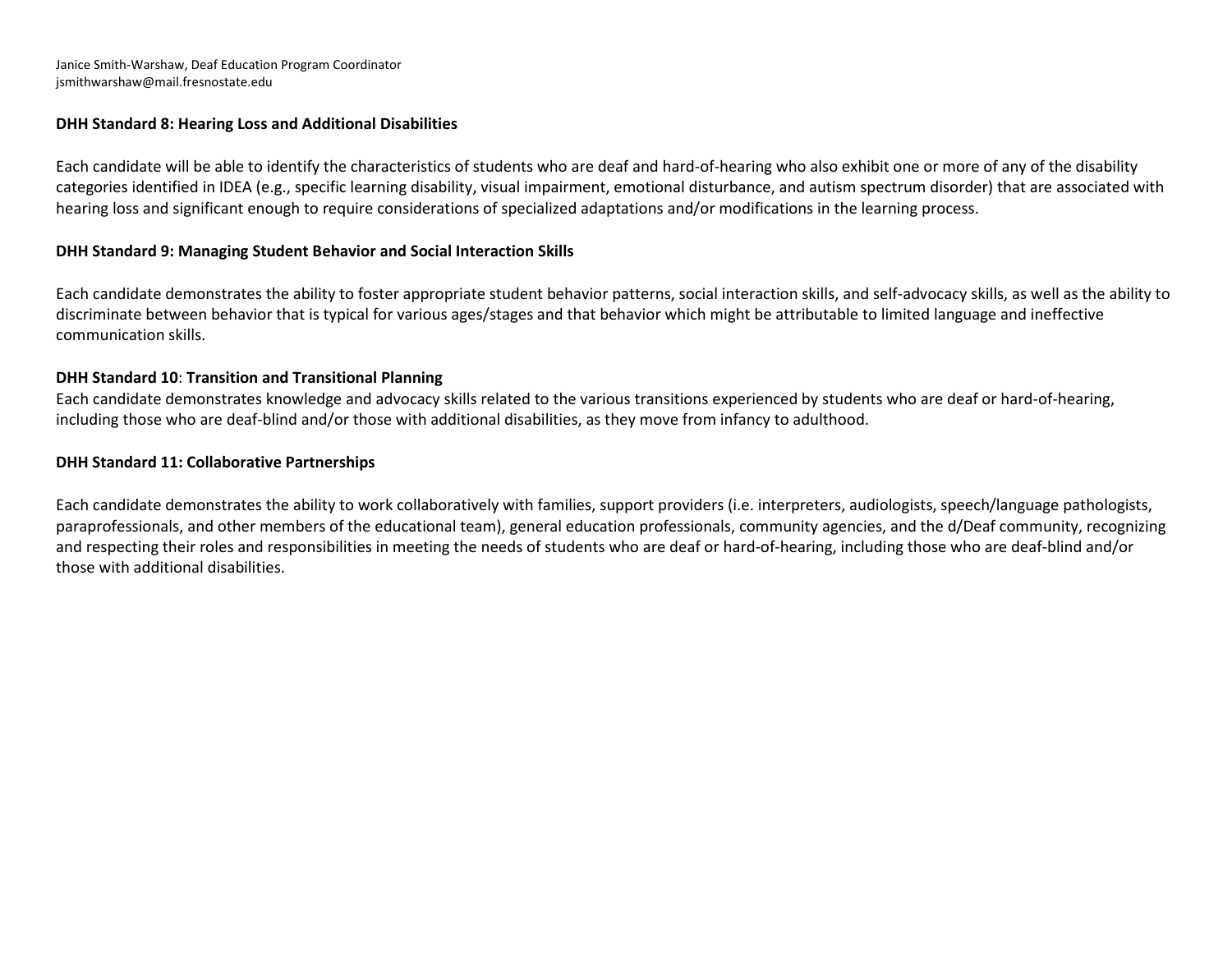Janice Smith-Warshaw, Deaf Education Program Coordinator
jsmithwarshaw@mail.fresnostate.edu

**DHH Standard 8: Hearing Loss and Additional Disabilities**

Each candidate will be able to identify the characteristics of students who are deaf and hard-of-hearing who also exhibit one or more of any of the disability categories identified in IDEA (e.g., specific learning disability, visual impairment, emotional disturbance, and autism spectrum disorder) that are associated with hearing loss and significant enough to require considerations of specialized adaptations and/or modifications in the learning process.

**DHH Standard 9: Managing Student Behavior and Social Interaction Skills**

Each candidate demonstrates the ability to foster appropriate student behavior patterns, social interaction skills, and self-advocacy skills, as well as the ability to discriminate between behavior that is typical for various ages/stages and that behavior which might be attributable to limited language and ineffective communication skills.

**DHH Standard 10**: **Transition and Transitional Planning**

Each candidate demonstrates knowledge and advocacy skills related to the various transitions experienced by students who are deaf or hard-of-hearing, including those who are deaf-blind and/or those with additional disabilities, as they move from infancy to adulthood.

**DHH Standard 11: Collaborative Partnerships**

Each candidate demonstrates the ability to work collaboratively with families, support providers (i.e. interpreters, audiologists, speech/language pathologists, paraprofessionals, and other members of the educational team), general education professionals, community agencies, and the d/Deaf community, recognizing and respecting their roles and responsibilities in meeting the needs of students who are deaf or hard-of-hearing, including those who are deaf-blind and/or those with additional disabilities.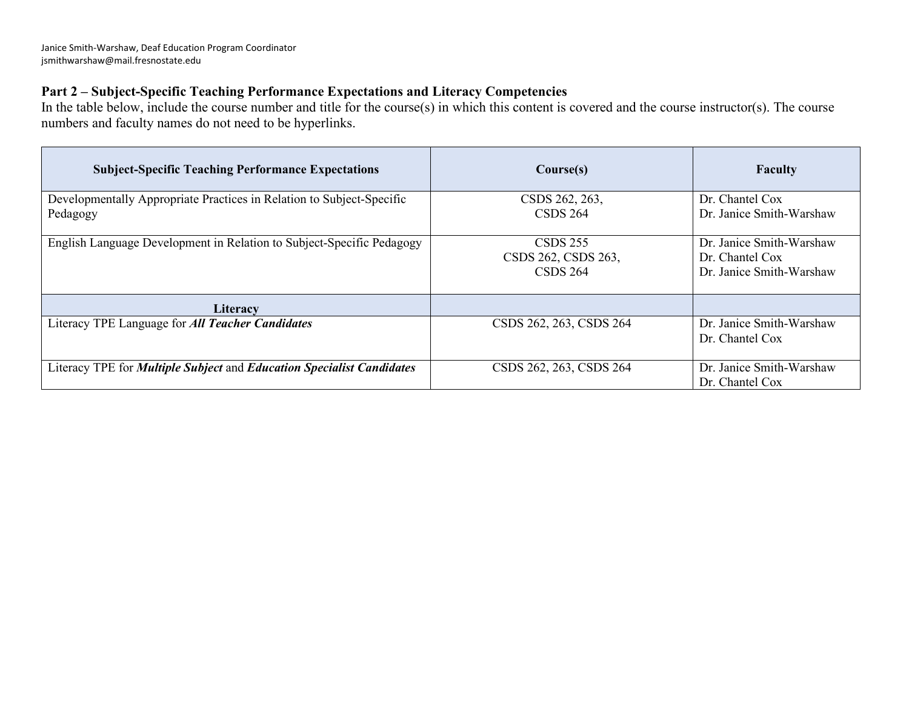## Part 2 – Subject-Specific Teaching Performance Expectations and Literacy Competencies

In the table below, include the course number and title for the course(s) in which this content is covered and the course instructor(s). The course numbers and faculty names do not need to be hyperlinks.

| Subject-Specific Teaching Performance Expectations | Course(s) | Faculty |
|---|---|---|
| Developmentally Appropriate Practices in Relation to Subject-Specific Pedagogy | CSDS 262, 263, CSDS 264 | Dr. Chantel Cox<br>Dr. Janice Smith-Warshaw |
| English Language Development in Relation to Subject-Specific Pedagogy | CSDS 255<br>CSDS 262, CSDS 263, CSDS 264 | Dr. Janice Smith-Warshaw<br>Dr. Chantel Cox<br>Dr. Janice Smith-Warshaw |
| **Literacy** | | |
| Literacy TPE Language for ***All Teacher Candidates*** | CSDS 262, 263, CSDS 264 | Dr. Janice Smith-Warshaw<br>Dr. Chantel Cox |
| Literacy TPE for ***Multiple Subject*** and ***Education Specialist Candidates*** | CSDS 262, 263, CSDS 264 | Dr. Janice Smith-Warshaw<br>Dr. Chantel Cox |